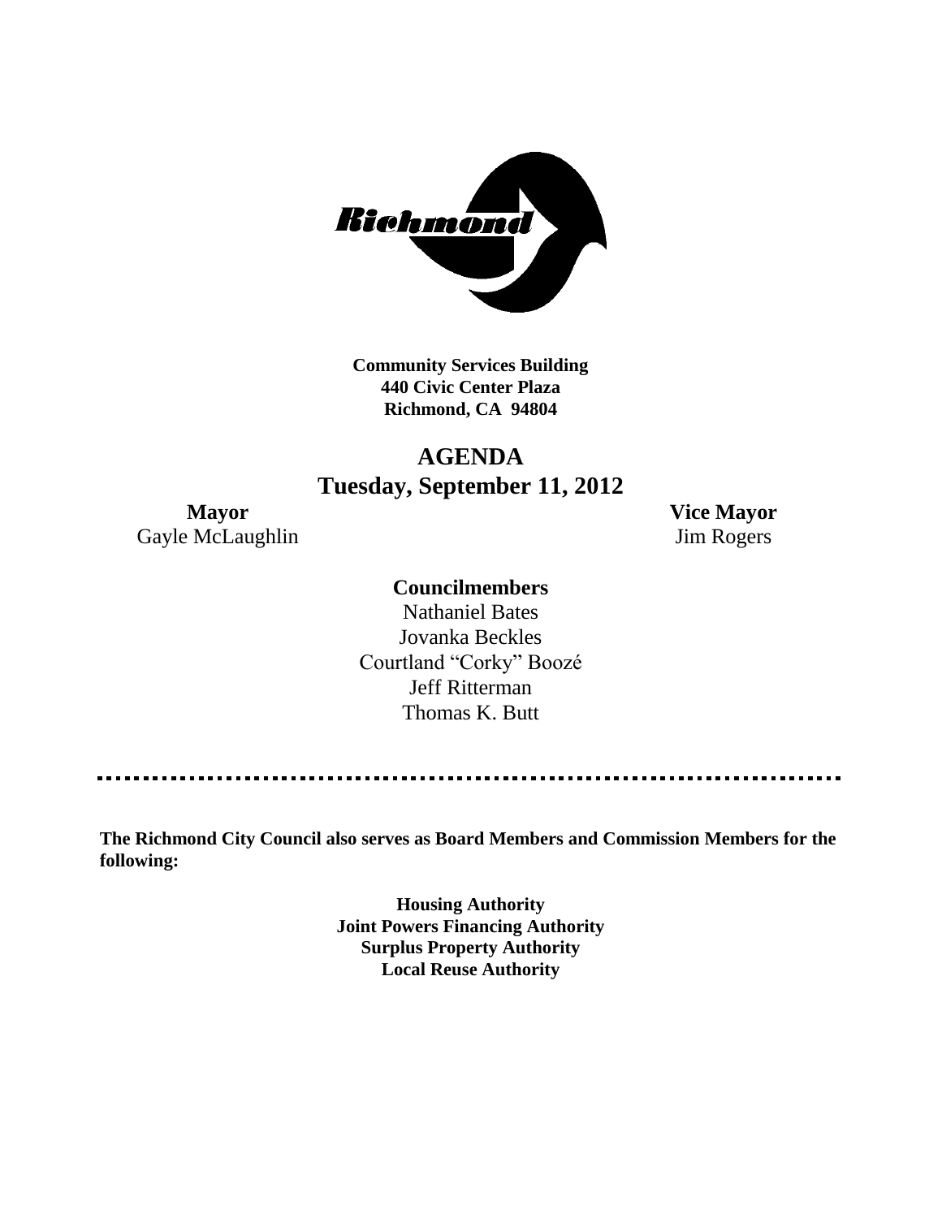**Community Services Building**
**440 Civic Center Plaza**
**Richmond, CA 94804**

# AGENDA
## Tuesday, September 11, 2012

**Mayor**
Gayle McLaughlin

**Vice Mayor**
Jim Rogers

**Councilmembers**
Nathaniel Bates
Jovanka Beckles
Courtland "Corky" Boozé
Jeff Ritterman
Thomas K. Butt

---

**The Richmond City Council also serves as Board Members and Commission Members for the following:**

**Housing Authority**
**Joint Powers Financing Authority**
**Surplus Property Authority**
**Local Reuse Authority**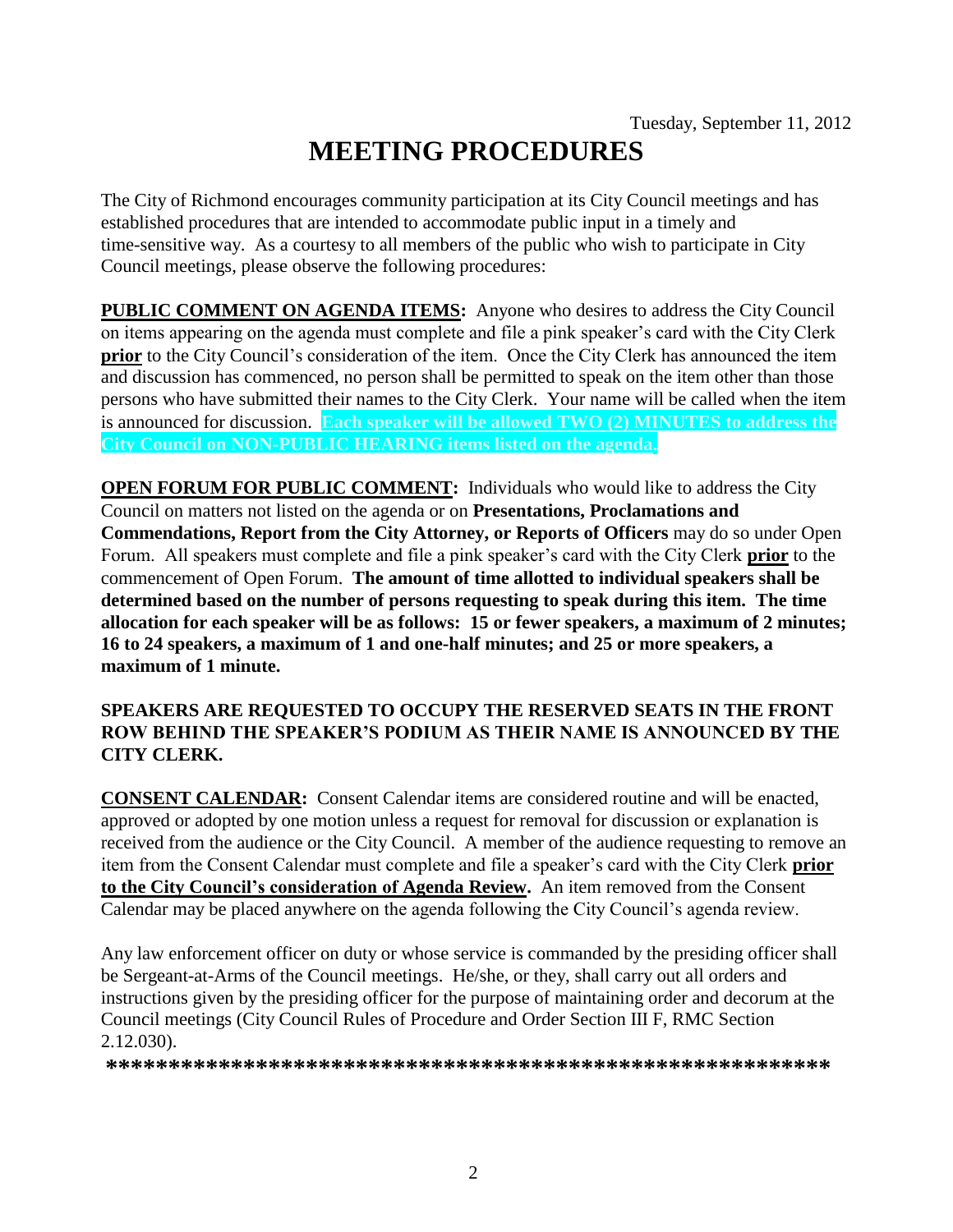Tuesday, September 11, 2012

# MEETING PROCEDURES

The City of Richmond encourages community participation at its City Council meetings and has established procedures that are intended to accommodate public input in a timely and time-sensitive way. As a courtesy to all members of the public who wish to participate in City Council meetings, please observe the following procedures:

**PUBLIC COMMENT ON AGENDA ITEMS:** Anyone who desires to address the City Council on items appearing on the agenda must complete and file a pink speaker's card with the City Clerk **prior** to the City Council's consideration of the item. Once the City Clerk has announced the item and discussion has commenced, no person shall be permitted to speak on the item other than those persons who have submitted their names to the City Clerk. Your name will be called when the item is announced for discussion. **Each speaker will be allowed TWO (2) MINUTES to address the City Council on NON-PUBLIC HEARING items listed on the agenda.**

**OPEN FORUM FOR PUBLIC COMMENT:** Individuals who would like to address the City Council on matters not listed on the agenda or on **Presentations, Proclamations and Commendations, Report from the City Attorney, or Reports of Officers** may do so under Open Forum. All speakers must complete and file a pink speaker's card with the City Clerk **prior** to the commencement of Open Forum. **The amount of time allotted to individual speakers shall be determined based on the number of persons requesting to speak during this item. The time allocation for each speaker will be as follows: 15 or fewer speakers, a maximum of 2 minutes; 16 to 24 speakers, a maximum of 1 and one-half minutes; and 25 or more speakers, a maximum of 1 minute.**

**SPEAKERS ARE REQUESTED TO OCCUPY THE RESERVED SEATS IN THE FRONT ROW BEHIND THE SPEAKER'S PODIUM AS THEIR NAME IS ANNOUNCED BY THE CITY CLERK.**

**CONSENT CALENDAR:** Consent Calendar items are considered routine and will be enacted, approved or adopted by one motion unless a request for removal for discussion or explanation is received from the audience or the City Council. A member of the audience requesting to remove an item from the Consent Calendar must complete and file a speaker's card with the City Clerk **prior to the City Council's consideration of Agenda Review.** An item removed from the Consent Calendar may be placed anywhere on the agenda following the City Council's agenda review.

Any law enforcement officer on duty or whose service is commanded by the presiding officer shall be Sergeant-at-Arms of the Council meetings. He/she, or they, shall carry out all orders and instructions given by the presiding officer for the purpose of maintaining order and decorum at the Council meetings (City Council Rules of Procedure and Order Section III F, RMC Section 2.12.030).

**\*\*\*\*\*\*\*\*\*\*\*\*\*\*\*\*\*\*\*\*\*\*\*\*\*\*\*\*\*\*\*\*\*\*\*\*\*\*\*\*\*\*\*\*\*\*\*\*\*\*\*\*\*\*\*\*\*\*\***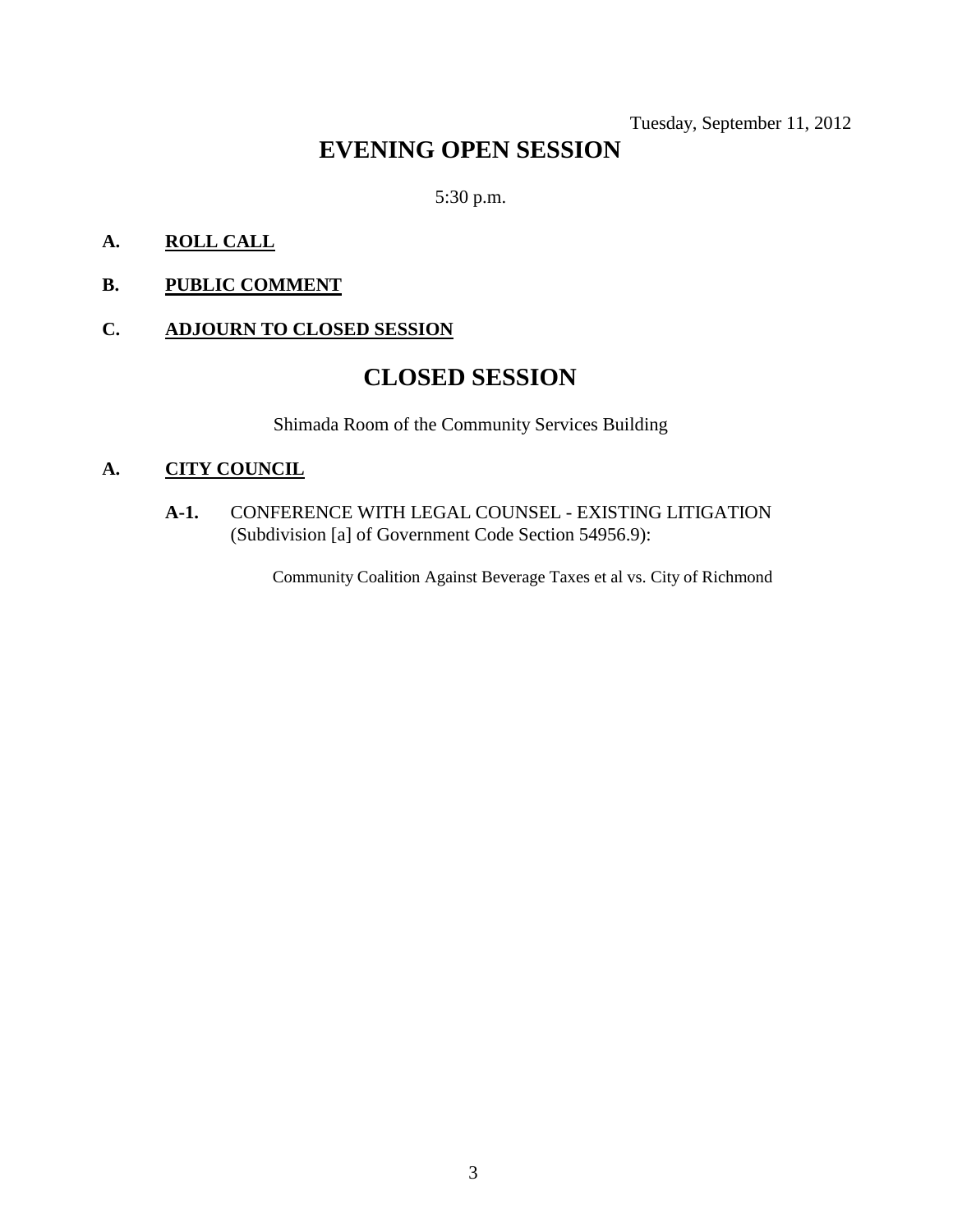Tuesday, September 11, 2012

# EVENING OPEN SESSION

5:30 p.m.

**A. <u>ROLL CALL</u>**

**B. <u>PUBLIC COMMENT</u>**

**C. <u>ADJOURN TO CLOSED SESSION</u>**

# CLOSED SESSION

Shimada Room of the Community Services Building

**A. <u>CITY COUNCIL</u>**

**A-1.** CONFERENCE WITH LEGAL COUNSEL - EXISTING LITIGATION (Subdivision [a] of Government Code Section 54956.9):

Community Coalition Against Beverage Taxes et al vs. City of Richmond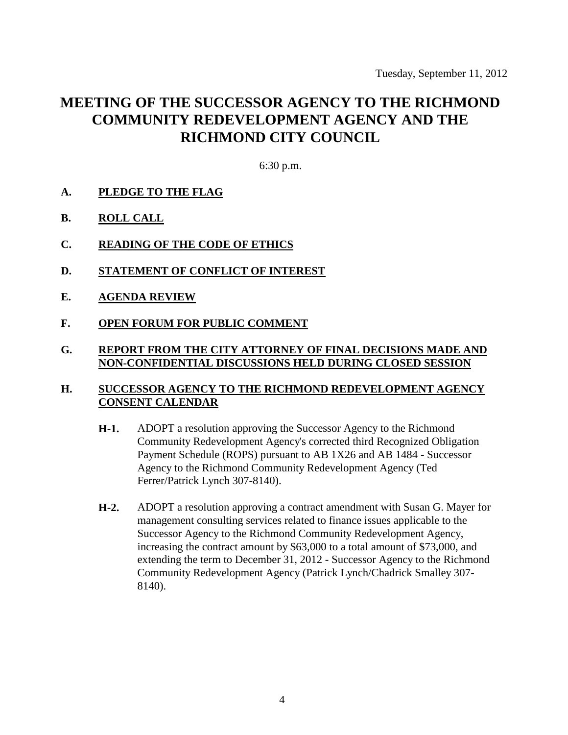Tuesday, September 11, 2012

# MEETING OF THE SUCCESSOR AGENCY TO THE RICHMOND COMMUNITY REDEVELOPMENT AGENCY AND THE RICHMOND CITY COUNCIL

6:30 p.m.

**A. PLEDGE TO THE FLAG**

**B. ROLL CALL**

**C. READING OF THE CODE OF ETHICS**

**D. STATEMENT OF CONFLICT OF INTEREST**

**E. AGENDA REVIEW**

**F. OPEN FORUM FOR PUBLIC COMMENT**

**G. REPORT FROM THE CITY ATTORNEY OF FINAL DECISIONS MADE AND NON-CONFIDENTIAL DISCUSSIONS HELD DURING CLOSED SESSION**

**H. SUCCESSOR AGENCY TO THE RICHMOND REDEVELOPMENT AGENCY CONSENT CALENDAR**

**H-1.** ADOPT a resolution approving the Successor Agency to the Richmond Community Redevelopment Agency's corrected third Recognized Obligation Payment Schedule (ROPS) pursuant to AB 1X26 and AB 1484 - Successor Agency to the Richmond Community Redevelopment Agency (Ted Ferrer/Patrick Lynch 307-8140).

**H-2.** ADOPT a resolution approving a contract amendment with Susan G. Mayer for management consulting services related to finance issues applicable to the Successor Agency to the Richmond Community Redevelopment Agency, increasing the contract amount by $63,000 to a total amount of $73,000, and extending the term to December 31, 2012 - Successor Agency to the Richmond Community Redevelopment Agency (Patrick Lynch/Chadrick Smalley 307-8140).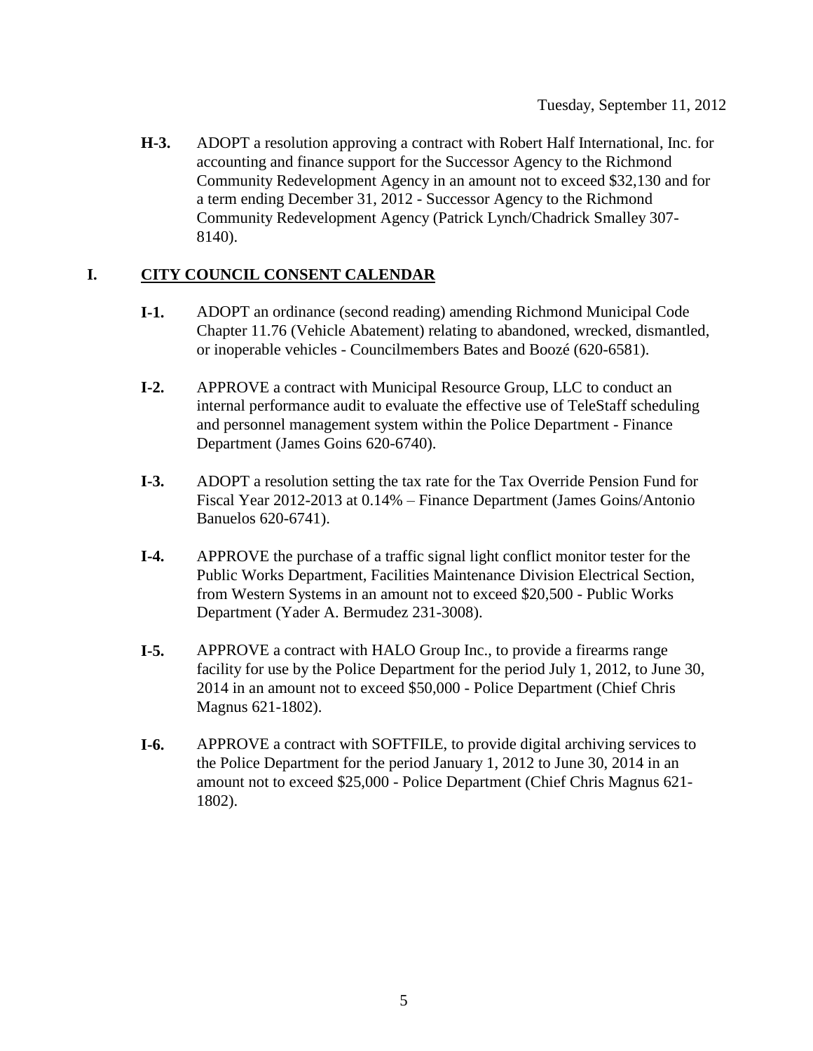**H-3.** ADOPT a resolution approving a contract with Robert Half International, Inc. for accounting and finance support for the Successor Agency to the Richmond Community Redevelopment Agency in an amount not to exceed $32,130 and for a term ending December 31, 2012 - Successor Agency to the Richmond Community Redevelopment Agency (Patrick Lynch/Chadrick Smalley 307-8140).

## I. <u>CITY COUNCIL CONSENT CALENDAR</u>

**I-1.** ADOPT an ordinance (second reading) amending Richmond Municipal Code Chapter 11.76 (Vehicle Abatement) relating to abandoned, wrecked, dismantled, or inoperable vehicles - Councilmembers Bates and Boozé (620-6581).

**I-2.** APPROVE a contract with Municipal Resource Group, LLC to conduct an internal performance audit to evaluate the effective use of TeleStaff scheduling and personnel management system within the Police Department - Finance Department (James Goins 620-6740).

**I-3.** ADOPT a resolution setting the tax rate for the Tax Override Pension Fund for Fiscal Year 2012-2013 at 0.14% – Finance Department (James Goins/Antonio Banuelos 620-6741).

**I-4.** APPROVE the purchase of a traffic signal light conflict monitor tester for the Public Works Department, Facilities Maintenance Division Electrical Section, from Western Systems in an amount not to exceed $20,500 - Public Works Department (Yader A. Bermudez 231-3008).

**I-5.** APPROVE a contract with HALO Group Inc., to provide a firearms range facility for use by the Police Department for the period July 1, 2012, to June 30, 2014 in an amount not to exceed $50,000 - Police Department (Chief Chris Magnus 621-1802).

**I-6.** APPROVE a contract with SOFTFILE, to provide digital archiving services to the Police Department for the period January 1, 2012 to June 30, 2014 in an amount not to exceed $25,000 - Police Department (Chief Chris Magnus 621-1802).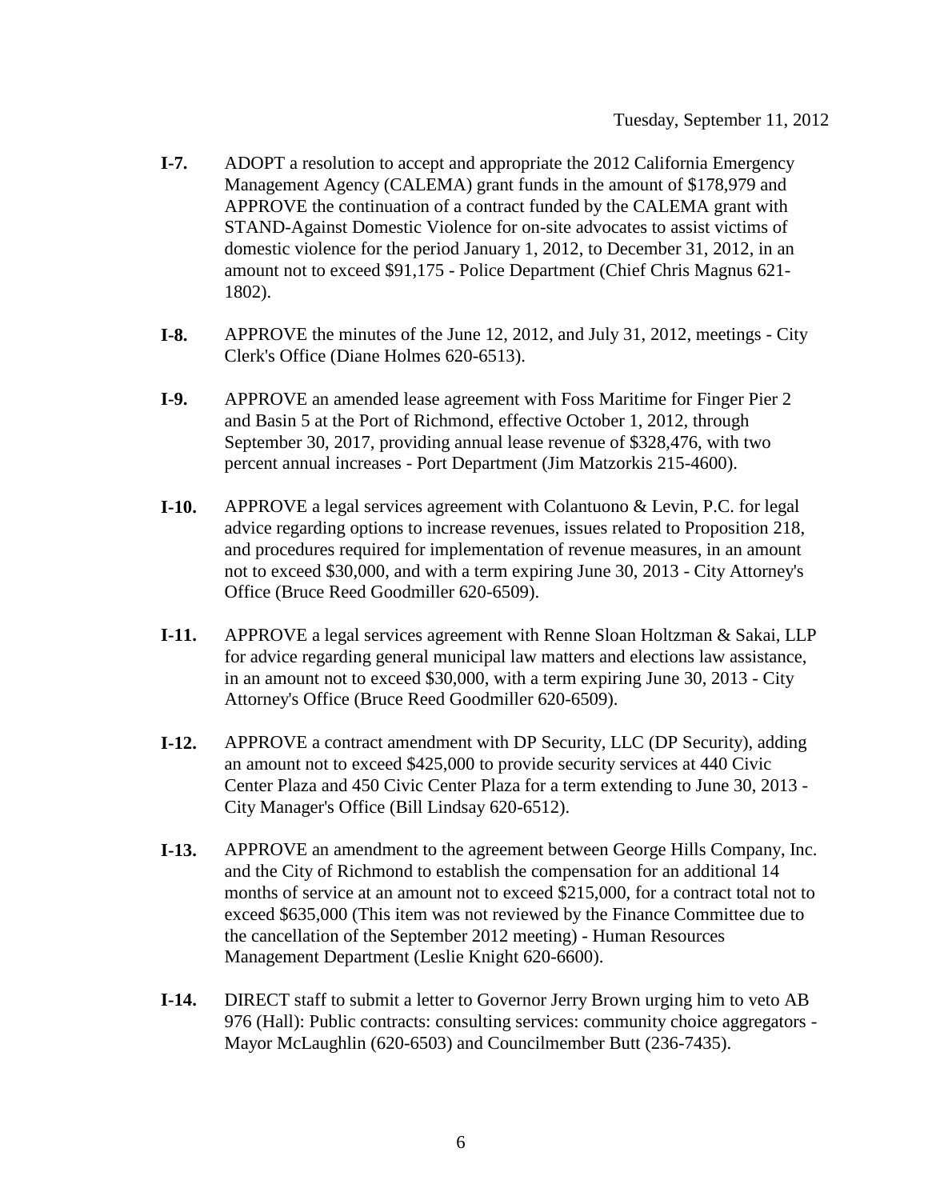Tuesday, September 11, 2012

**I-7.** ADOPT a resolution to accept and appropriate the 2012 California Emergency Management Agency (CALEMA) grant funds in the amount of $178,979 and APPROVE the continuation of a contract funded by the CALEMA grant with STAND-Against Domestic Violence for on-site advocates to assist victims of domestic violence for the period January 1, 2012, to December 31, 2012, in an amount not to exceed $91,175 - Police Department (Chief Chris Magnus 621-1802).

**I-8.** APPROVE the minutes of the June 12, 2012, and July 31, 2012, meetings - City Clerk's Office (Diane Holmes 620-6513).

**I-9.** APPROVE an amended lease agreement with Foss Maritime for Finger Pier 2 and Basin 5 at the Port of Richmond, effective October 1, 2012, through September 30, 2017, providing annual lease revenue of $328,476, with two percent annual increases - Port Department (Jim Matzorkis 215-4600).

**I-10.** APPROVE a legal services agreement with Colantuono & Levin, P.C. for legal advice regarding options to increase revenues, issues related to Proposition 218, and procedures required for implementation of revenue measures, in an amount not to exceed $30,000, and with a term expiring June 30, 2013 - City Attorney's Office (Bruce Reed Goodmiller 620-6509).

**I-11.** APPROVE a legal services agreement with Renne Sloan Holtzman & Sakai, LLP for advice regarding general municipal law matters and elections law assistance, in an amount not to exceed $30,000, with a term expiring June 30, 2013 - City Attorney's Office (Bruce Reed Goodmiller 620-6509).

**I-12.** APPROVE a contract amendment with DP Security, LLC (DP Security), adding an amount not to exceed $425,000 to provide security services at 440 Civic Center Plaza and 450 Civic Center Plaza for a term extending to June 30, 2013 - City Manager's Office (Bill Lindsay 620-6512).

**I-13.** APPROVE an amendment to the agreement between George Hills Company, Inc. and the City of Richmond to establish the compensation for an additional 14 months of service at an amount not to exceed $215,000, for a contract total not to exceed $635,000 (This item was not reviewed by the Finance Committee due to the cancellation of the September 2012 meeting) - Human Resources Management Department (Leslie Knight 620-6600).

**I-14.** DIRECT staff to submit a letter to Governor Jerry Brown urging him to veto AB 976 (Hall): Public contracts: consulting services: community choice aggregators - Mayor McLaughlin (620-6503) and Councilmember Butt (236-7435).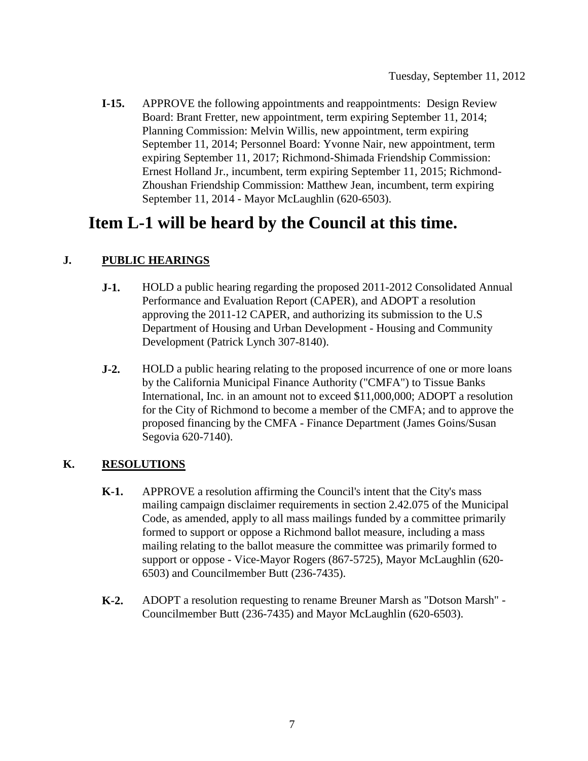**I-15.** APPROVE the following appointments and reappointments: Design Review Board: Brant Fretter, new appointment, term expiring September 11, 2014; Planning Commission: Melvin Willis, new appointment, term expiring September 11, 2014; Personnel Board: Yvonne Nair, new appointment, term expiring September 11, 2017; Richmond-Shimada Friendship Commission: Ernest Holland Jr., incumbent, term expiring September 11, 2015; Richmond-Zhoushan Friendship Commission: Matthew Jean, incumbent, term expiring September 11, 2014 - Mayor McLaughlin (620-6503).

# Item L-1 will be heard by the Council at this time.

## J. PUBLIC HEARINGS

**J-1.** HOLD a public hearing regarding the proposed 2011-2012 Consolidated Annual Performance and Evaluation Report (CAPER), and ADOPT a resolution approving the 2011-12 CAPER, and authorizing its submission to the U.S Department of Housing and Urban Development - Housing and Community Development (Patrick Lynch 307-8140).

**J-2.** HOLD a public hearing relating to the proposed incurrence of one or more loans by the California Municipal Finance Authority ("CMFA") to Tissue Banks International, Inc. in an amount not to exceed $11,000,000; ADOPT a resolution for the City of Richmond to become a member of the CMFA; and to approve the proposed financing by the CMFA - Finance Department (James Goins/Susan Segovia 620-7140).

## K. RESOLUTIONS

**K-1.** APPROVE a resolution affirming the Council's intent that the City's mass mailing campaign disclaimer requirements in section 2.42.075 of the Municipal Code, as amended, apply to all mass mailings funded by a committee primarily formed to support or oppose a Richmond ballot measure, including a mass mailing relating to the ballot measure the committee was primarily formed to support or oppose - Vice-Mayor Rogers (867-5725), Mayor McLaughlin (620-6503) and Councilmember Butt (236-7435).

**K-2.** ADOPT a resolution requesting to rename Breuner Marsh as "Dotson Marsh" - Councilmember Butt (236-7435) and Mayor McLaughlin (620-6503).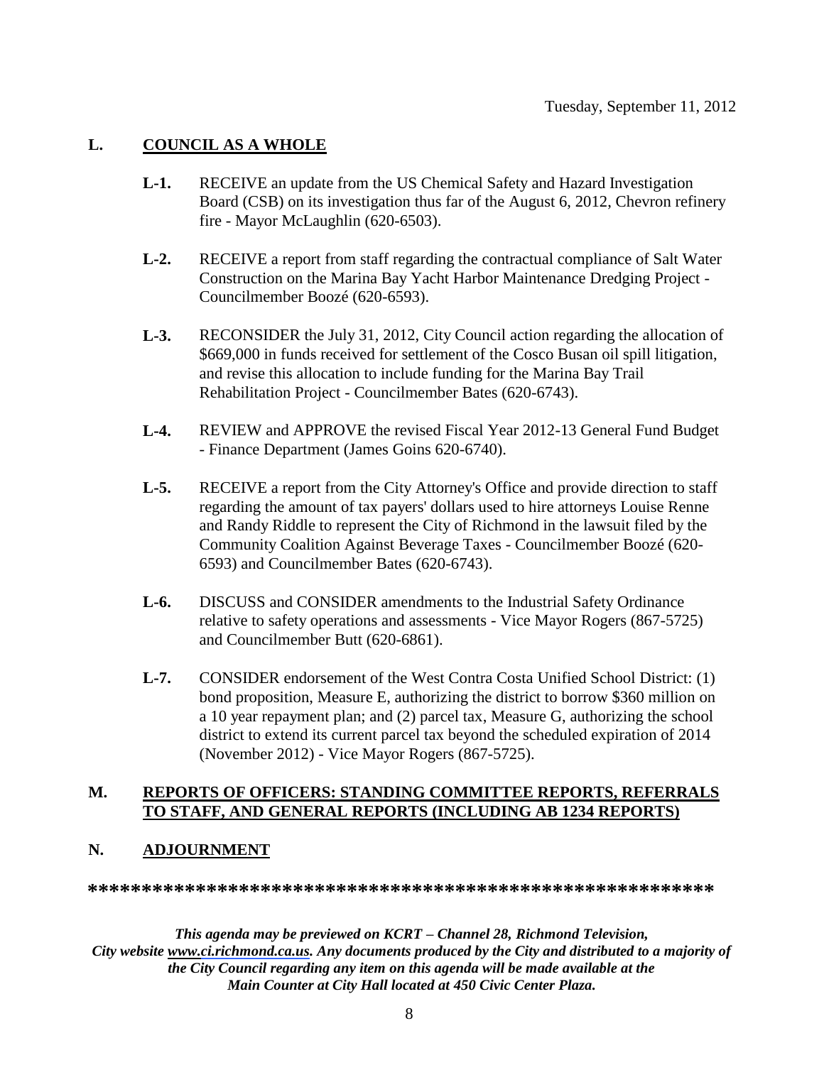Tuesday, September 11, 2012

## L. COUNCIL AS A WHOLE

**L-1.** RECEIVE an update from the US Chemical Safety and Hazard Investigation Board (CSB) on its investigation thus far of the August 6, 2012, Chevron refinery fire - Mayor McLaughlin (620-6503).

**L-2.** RECEIVE a report from staff regarding the contractual compliance of Salt Water Construction on the Marina Bay Yacht Harbor Maintenance Dredging Project - Councilmember Boozé (620-6593).

**L-3.** RECONSIDER the July 31, 2012, City Council action regarding the allocation of $669,000 in funds received for settlement of the Cosco Busan oil spill litigation, and revise this allocation to include funding for the Marina Bay Trail Rehabilitation Project - Councilmember Bates (620-6743).

**L-4.** REVIEW and APPROVE the revised Fiscal Year 2012-13 General Fund Budget - Finance Department (James Goins 620-6740).

**L-5.** RECEIVE a report from the City Attorney's Office and provide direction to staff regarding the amount of tax payers' dollars used to hire attorneys Louise Renne and Randy Riddle to represent the City of Richmond in the lawsuit filed by the Community Coalition Against Beverage Taxes - Councilmember Boozé (620-6593) and Councilmember Bates (620-6743).

**L-6.** DISCUSS and CONSIDER amendments to the Industrial Safety Ordinance relative to safety operations and assessments - Vice Mayor Rogers (867-5725) and Councilmember Butt (620-6861).

**L-7.** CONSIDER endorsement of the West Contra Costa Unified School District: (1) bond proposition, Measure E, authorizing the district to borrow $360 million on a 10 year repayment plan; and (2) parcel tax, Measure G, authorizing the school district to extend its current parcel tax beyond the scheduled expiration of 2014 (November 2012) - Vice Mayor Rogers (867-5725).

## M. REPORTS OF OFFICERS: STANDING COMMITTEE REPORTS, REFERRALS TO STAFF, AND GENERAL REPORTS (INCLUDING AB 1234 REPORTS)

## N. ADJOURNMENT

**************************************************************

***This agenda may be previewed on KCRT – Channel 28, Richmond Television, City website www.ci.richmond.ca.us. Any documents produced by the City and distributed to a majority of the City Council regarding any item on this agenda will be made available at the Main Counter at City Hall located at 450 Civic Center Plaza.***